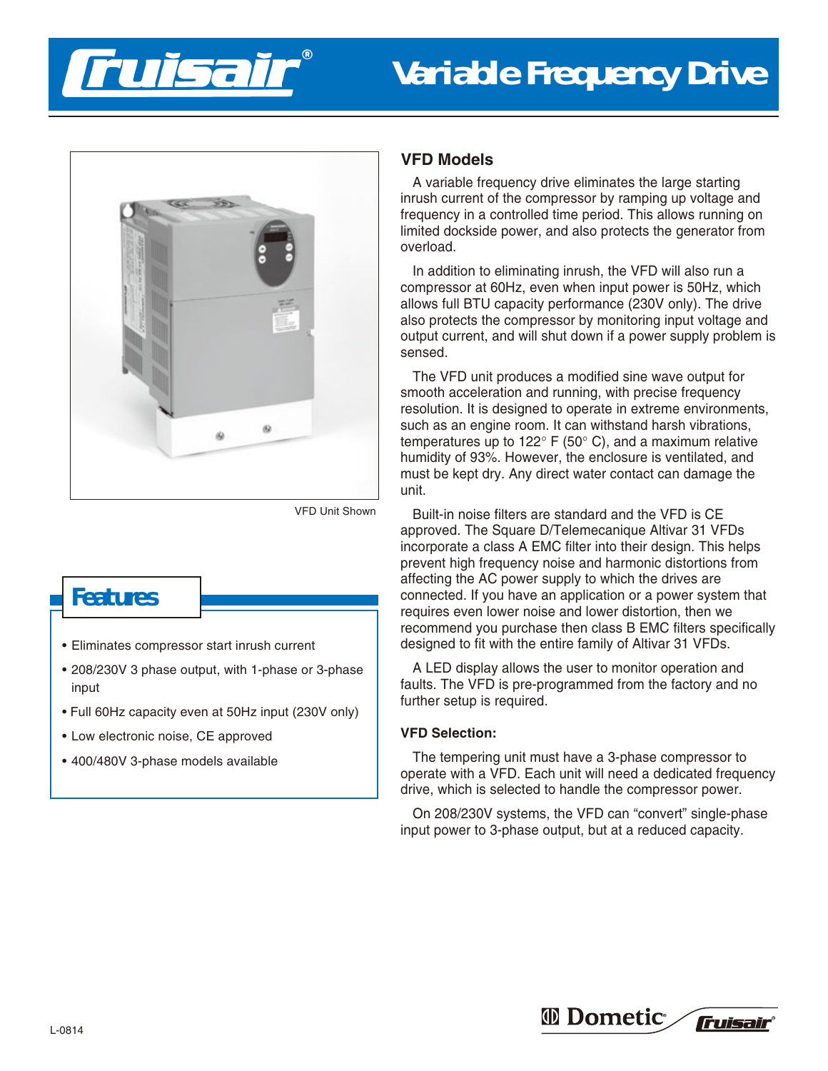# Cruisair® Variable Frequency Drive

VFD Unit Shown

## Features

- Eliminates compressor start inrush current
- 208/230V 3 phase output, with 1-phase or 3-phase input
- Full 60Hz capacity even at 50Hz input (230V only)
- Low electronic noise, CE approved
- 400/480V 3-phase models available

## VFD Models

A variable frequency drive eliminates the large starting inrush current of the compressor by ramping up voltage and frequency in a controlled time period. This allows running on limited dockside power, and also protects the generator from overload.

In addition to eliminating inrush, the VFD will also run a compressor at 60Hz, even when input power is 50Hz, which allows full BTU capacity performance (230V only). The drive also protects the compressor by monitoring input voltage and output current, and will shut down if a power supply problem is sensed.

The VFD unit produces a modified sine wave output for smooth acceleration and running, with precise frequency resolution. It is designed to operate in extreme environments, such as an engine room. It can withstand harsh vibrations, temperatures up to 122° F (50° C), and a maximum relative humidity of 93%. However, the enclosure is ventilated, and must be kept dry. Any direct water contact can damage the unit.

Built-in noise filters are standard and the VFD is CE approved. The Square D/Telemecanique Altivar 31 VFDs incorporate a class A EMC filter into their design. This helps prevent high frequency noise and harmonic distortions from affecting the AC power supply to which the drives are connected. If you have an application or a power system that requires even lower noise and lower distortion, then we recommend you purchase then class B EMC filters specifically designed to fit with the entire family of Altivar 31 VFDs.

A LED display allows the user to monitor operation and faults. The VFD is pre-programmed from the factory and no further setup is required.

### VFD Selection:

The tempering unit must have a 3-phase compressor to operate with a VFD. Each unit will need a dedicated frequency drive, which is selected to handle the compressor power.

On 208/230V systems, the VFD can "convert" single-phase input power to 3-phase output, but at a reduced capacity.

L-0814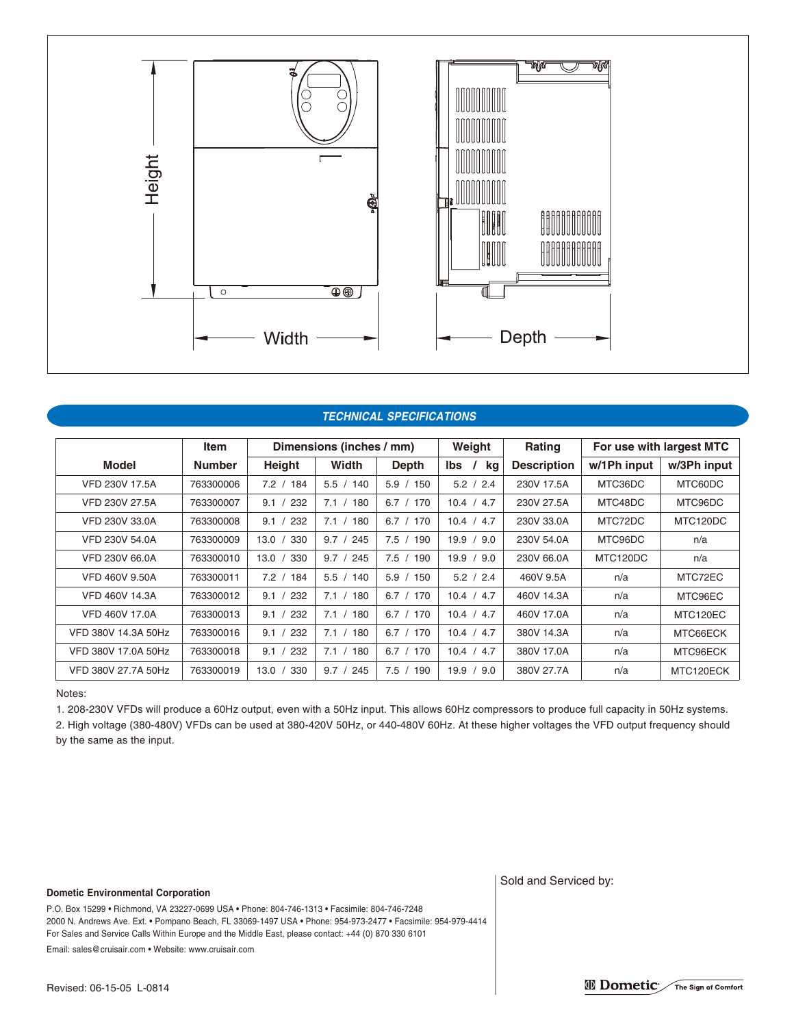Height

Width

Depth

## TECHNICAL SPECIFICATIONS

| Model | Item Number | Dimensions (inches / mm) | | | Weight | Rating | For use with largest MTC | |
|---|---|---|---|---|---|---|---|---|
| | | Height | Width | Depth | lbs / kg | Description | w/1Ph input | w/3Ph input |
| VFD 230V 17.5A | 763300006 | 7.2 / 184 | 5.5 / 140 | 5.9 / 150 | 5.2 / 2.4 | 230V 17.5A | MTC36DC | MTC60DC |
| VFD 230V 27.5A | 763300007 | 9.1 / 232 | 7.1 / 180 | 6.7 / 170 | 10.4 / 4.7 | 230V 27.5A | MTC48DC | MTC96DC |
| VFD 230V 33.0A | 763300008 | 9.1 / 232 | 7.1 / 180 | 6.7 / 170 | 10.4 / 4.7 | 230V 33.0A | MTC72DC | MTC120DC |
| VFD 230V 54.0A | 763300009 | 13.0 / 330 | 9.7 / 245 | 7.5 / 190 | 19.9 / 9.0 | 230V 54.0A | MTC96DC | n/a |
| VFD 230V 66.0A | 763300010 | 13.0 / 330 | 9.7 / 245 | 7.5 / 190 | 19.9 / 9.0 | 230V 66.0A | MTC120DC | n/a |
| VFD 460V 9.50A | 763300011 | 7.2 / 184 | 5.5 / 140 | 5.9 / 150 | 5.2 / 2.4 | 460V 9.5A | n/a | MTC72EC |
| VFD 460V 14.3A | 763300012 | 9.1 / 232 | 7.1 / 180 | 6.7 / 170 | 10.4 / 4.7 | 460V 14.3A | n/a | MTC96EC |
| VFD 460V 17.0A | 763300013 | 9.1 / 232 | 7.1 / 180 | 6.7 / 170 | 10.4 / 4.7 | 460V 17.0A | n/a | MTC120EC |
| VFD 380V 14.3A 50Hz | 763300016 | 9.1 / 232 | 7.1 / 180 | 6.7 / 170 | 10.4 / 4.7 | 380V 14.3A | n/a | MTC66ECK |
| VFD 380V 17.0A 50Hz | 763300018 | 9.1 / 232 | 7.1 / 180 | 6.7 / 170 | 10.4 / 4.7 | 380V 17.0A | n/a | MTC96ECK |
| VFD 380V 27.7A 50Hz | 763300019 | 13.0 / 330 | 9.7 / 245 | 7.5 / 190 | 19.9 / 9.0 | 380V 27.7A | n/a | MTC120ECK |

Notes:

1. 208-230V VFDs will produce a 60Hz output, even with a 50Hz input. This allows 60Hz compressors to produce full capacity in 50Hz systems.
2. High voltage (380-480V) VFDs can be used at 380-420V 50Hz, or 440-480V 60Hz. At these higher voltages the VFD output frequency should by the same as the input.

**Dometic Environmental Corporation**

P.O. Box 15299 • Richmond, VA 23227-0699 USA • Phone: 804-746-1313 • Facsimile: 804-746-7248
2000 N. Andrews Ave. Ext. • Pompano Beach, FL 33069-1497 USA • Phone: 954-973-2477 • Facsimile: 954-979-4414
For Sales and Service Calls Within Europe and the Middle East, please contact: +44 (0) 870 330 6101

Email: sales@cruisair.com • Website: www.cruisair.com

Sold and Serviced by:

Revised: 06-15-05 L-0814

Dometic The Sign of Comfort